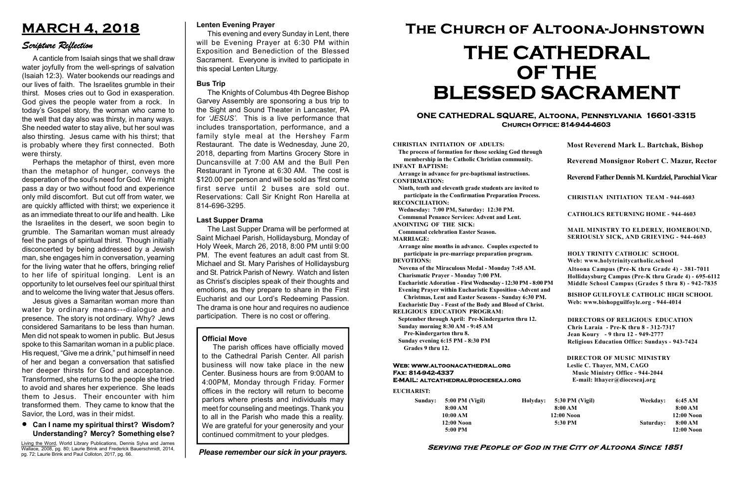# MARCH 4, 2018

## Scripture Reflection

A canticle from Isaiah sings that we shall draw water joyfully from the well-springs of salvation (Isaiah 12:3). Water bookends our readings and our lives of faith. The Israelites grumble in their thirst. Moses cries out to God in exasperation. God gives the people water from a rock. In today's Gospel story, the woman who came to the well that day also was thirsty, in many ways. She needed water to stay alive, but her soul was also thirsting. Jesus came with his thirst; that is probably where they first connected. Both were thirsty.

Perhaps the metaphor of thirst, even more than the metaphor of hunger, conveys the desperation of the soul's need for God. We might pass a day or two without food and experience only mild discomfort. But cut off from water, we are quickly afflicted with thirst; we experience it as an immediate threat to our life and health. Like the Israelites in the desert, we soon begin to grumble. The Samaritan woman must already feel the pangs of spiritual thirst. Though initially disconcerted by being addressed by a Jewish man, she engages him in conversation, yearning for the living water that he offers, bringing relief to her life of spiritual longing. Lent is an opportunity to let ourselves feel our spiritual thirst and to welcome the living water that Jesus offers.

Jesus gives a Samaritan woman more than water by ordinary means---dialogue and presence. The story is not ordinary. Why? Jews considered Samaritans to be less than human. Men did not speak to women in public. But Jesus spoke to this Samaritan woman in a public place. His request, "Give me a drink," put himself in need of her and began a conversation that satisfied her deeper thirsts for God and acceptance. Transformed, she returns to the people she tried to avoid and shares her experience. She leads them to Jesus. Their encounter with him transformed them. They came to know that the Savior, the Lord, was in their midst.

- **Can I name my spiritual thirst? Wisdom? Understanding? Mercy? Something else?**

Living the Word, World Library Publications, Dennis Sylva and James Wallace, 2008, pg. 80; Laurie Brink and Frederick Bauerschmidt, 2014, pg. 72; Laurie Brink and Paul Colloton, 2017, pg. 66.

### Lenten Evening Prayer

This evening and every Sunday in Lent, there will be Evening Prayer at 6:30 PM within Exposition and Benediction of the Blessed Sacrament. Everyone is invited to participate in this special Lenten Liturgy.

### Bus Trip

The Knights of Columbus 4th Degree Bishop Garvey Assembly are sponsoring a bus trip to the Sight and Sound Theater in Lancaster, PA for *'JESUS'*. This is a live performance that includes transportation, performance, and a family style meal at the Hershey Farm Restaurant. The date is Wednesday, June 20, 2018, departing from Martins Grocery Store in Duncansville at 7:00 AM and the Bull Pen Restaurant in Tyrone at 6:30 AM. The cost is $120.00 per person and will be sold as 'first come first serve until 2 buses are sold out. Reservations: Call Sir Knight Ron Harella at 814-696-3295.

### Last Supper Drama

The Last Supper Drama will be performed at Saint Michael Parish, Hollidaysburg, Monday of Holy Week, March 26, 2018, 8:00 PM until 9:00 PM. The event features an adult cast from St. Michael and St. Mary Parishes of Hollidaysburg and St. Patrick Parish of Newry. Watch and listen as Christ's disciples speak of their thoughts and emotions, as they prepare to share in the First Eucharist and our Lord's Redeeming Passion. The drama is one hour and requires no audience participation. There is no cost or offering.

### Official Move

The parish offices have officially moved to the Cathedral Parish Center. All parish business will now take place in the new Center. Business hours are from 9:00AM to 4:00PM, Monday through Friday. Former offices in the rectory will return to become parlors where priests and individuals may meet for counseling and meetings. Thank you to all in the Parish who made this a reality. We are grateful for your generosity and your continued commitment to your pledges.

*Please remember our sick in your prayers.*

# The Church of Altoona-Johnstown

# THE CATHEDRAL OF THE BLESSED SACRAMENT

## ONE CATHEDRAL SQUARE, Altoona, Pennsylvania 16601-3315
### Church Office: 814-944-4603

**CHRISTIAN INITIATION OF ADULTS:**
The process of formation for those seeking God through membership in the Catholic Christian community.
**INFANT BAPTISM:**
Arrange in advance for pre-baptismal instructions.
**CONFIRMATION:**
Ninth, tenth and eleventh grade students are invited to participate in the Confirmation Preparation Process.
**RECONCILIATION:**
Wednesday: 7:00 PM, Saturday: 12:30 PM.
Communal Penance Services: Advent and Lent.
**ANOINTING OF THE SICK:**
Communal celebration Easter Season.
**MARRIAGE:**
Arrange nine months in advance. Couples expected to participate in pre-marriage preparation program.
**DEVOTIONS:**
Novena of the Miraculous Medal - Monday 7:45 AM.
Charismatic Prayer - Monday 7:00 PM.
Eucharistic Adoration - First Wednesday - 12:30 PM - 8:00 PM
Evening Prayer within Eucharistic Exposition -Advent and Christmas, Lent and Easter Seasons - Sunday 6:30 PM.
Eucharistic Day - Feast of the Body and Blood of Christ.
**RELIGIOUS EDUCATION PROGRAM:**
September through April: Pre-Kindergarten thru 12.
Sunday morning 8:30 AM - 9:45 AM
Pre-Kindergarten thru 8.
Sunday evening 6:15 PM - 8:30 PM
Grades 9 thru 12.

**Web: www.altoonacathedral.org**
**Fax: 814-942-4337**
**E-MAIL: altcathedral@dioceseaj.org**

**Most Reverend Mark L. Bartchak, Bishop**

**Reverend Monsignor Robert C. Mazur, Rector**

**Reverend Father Dennis M. Kurdziel, Parochial Vicar**

**CHRISTIAN INITIATION TEAM - 944-4603**

**CATHOLICS RETURNING HOME - 944-4603**

**MAIL MINISTRY TO ELDERLY, HOMEBOUND, SERIOUSLY SICK, AND GRIEVING - 944-4603**

**HOLY TRINITY CATHOLIC SCHOOL**
**Web: www.holytrinitycatholic.school**
Altoona Campus (Pre-K thru Grade 4) - 381-7011
Hollidaysburg Campus (Pre-K thru Grade 4) - 695-6112
Middle School Campus (Grades 5 thru 8) - 942-7835

**BISHOP GUILFOYLE CATHOLIC HIGH SCHOOL**
**Web: www.bishopguilfoyle.org - 944-4014**

**DIRECTORS OF RELIGIOUS EDUCATION**
Chris Laraia - Pre-K thru 8 - 312-7317
Jean Koury - 9 thru 12 - 949-2777
Religious Education Office: Sundays - 943-7424

**DIRECTOR OF MUSIC MINISTRY**
Leslie C. Thayer, MM, CAGO
Music Ministry Office - 944-2044
E-mail: lthayer@dioceseaj.org

**EUCHARIST:**

| Sunday: | | Holyday: | | Weekday: | |
|---|---|---|---|---|---|
| | 5:00 PM (Vigil) | | 5:30 PM (Vigil) | | 6:45 AM |
| | 8:00 AM | | 8:00 AM | | 8:00 AM |
| | 10:00 AM | | 12:00 Noon | | 12:00 Noon |
| | 12:00 Noon | | 5:30 PM | Saturday: | 8:00 AM |
| | 5:00 PM | | | | 12:00 Noon |

**Serving the People of God in the City of Altoona Since 1851**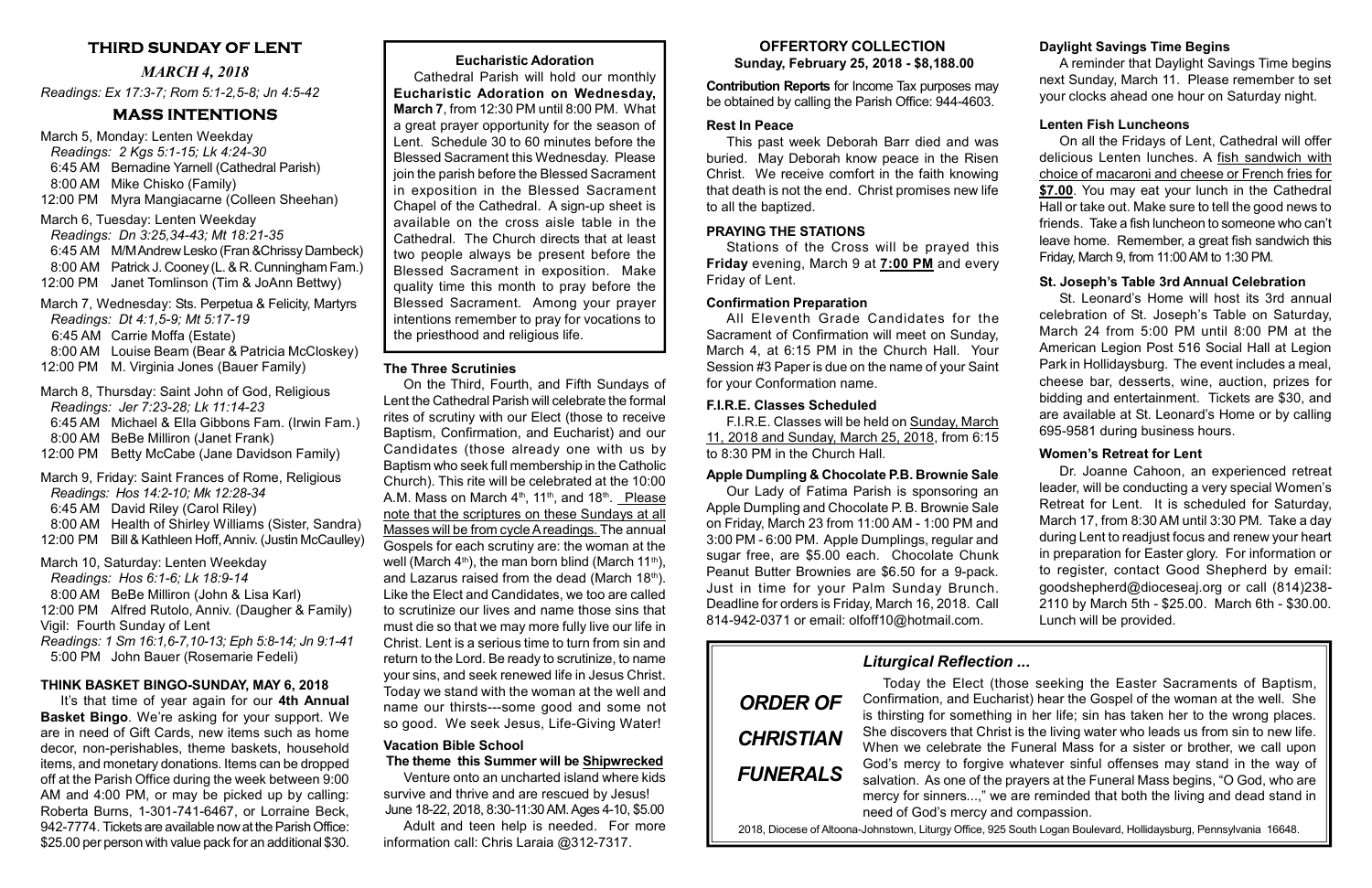## THIRD SUNDAY OF LENT

*MARCH 4, 2018*

*Readings: Ex 17:3-7; Rom 5:1-2,5-8; Jn 4:5-42*

## MASS INTENTIONS

March 5, Monday: Lenten Weekday
*Readings: 2 Kgs 5:1-15; Lk 4:24-30*
6:45 AM Bernadine Yarnell (Cathedral Parish)
8:00 AM Mike Chisko (Family)
12:00 PM Myra Mangiacarne (Colleen Sheehan)

March 6, Tuesday: Lenten Weekday
*Readings: Dn 3:25,34-43; Mt 18:21-35*
6:45 AM M/M Andrew Lesko (Fran &Chrissy Dambeck)
8:00 AM Patrick J. Cooney (L. & R. Cunningham Fam.)
12:00 PM Janet Tomlinson (Tim & JoAnn Bettwy)

March 7, Wednesday: Sts. Perpetua & Felicity, Martyrs
*Readings: Dt 4:1,5-9; Mt 5:17-19*
6:45 AM Carrie Moffa (Estate)
8:00 AM Louise Beam (Bear & Patricia McCloskey)
12:00 PM M. Virginia Jones (Bauer Family)

March 8, Thursday: Saint John of God, Religious
*Readings: Jer 7:23-28; Lk 11:14-23*
6:45 AM Michael & Ella Gibbons Fam. (Irwin Fam.)
8:00 AM BeBe Milliron (Janet Frank)
12:00 PM Betty McCabe (Jane Davidson Family)

March 9, Friday: Saint Frances of Rome, Religious
*Readings: Hos 14:2-10; Mk 12:28-34*
6:45 AM David Riley (Carol Riley)
8:00 AM Health of Shirley Williams (Sister, Sandra)
12:00 PM Bill & Kathleen Hoff, Anniv. (Justin McCaulley)

March 10, Saturday: Lenten Weekday
*Readings: Hos 6:1-6; Lk 18:9-14*
8:00 AM BeBe Milliron (John & Lisa Karl)
12:00 PM Alfred Rutolo, Anniv. (Daugher & Family)
Vigil: Fourth Sunday of Lent
*Readings: 1 Sm 16:1,6-7,10-13; Eph 5:8-14; Jn 9:1-41*
5:00 PM John Bauer (Rosemarie Fedeli)

### THINK BASKET BINGO-SUNDAY, MAY 6, 2018

It's that time of year again for our **4th Annual Basket Bingo**. We're asking for your support. We are in need of Gift Cards, new items such as home decor, non-perishables, theme baskets, household items, and monetary donations. Items can be dropped off at the Parish Office during the week between 9:00 AM and 4:00 PM, or may be picked up by calling: Roberta Burns, 1-301-741-6467, or Lorraine Beck, 942-7774. Tickets are available now at the Parish Office: $25.00 per person with value pack for an additional $30.

### Eucharistic Adoration

Cathedral Parish will hold our monthly **Eucharistic Adoration on Wednesday, March 7**, from 12:30 PM until 8:00 PM. What a great prayer opportunity for the season of Lent. Schedule 30 to 60 minutes before the Blessed Sacrament this Wednesday. Please join the parish before the Blessed Sacrament in exposition in the Blessed Sacrament Chapel of the Cathedral. A sign-up sheet is available on the cross aisle table in the Cathedral. The Church directs that at least two people always be present before the Blessed Sacrament in exposition. Make quality time this month to pray before the Blessed Sacrament. Among your prayer intentions remember to pray for vocations to the priesthood and religious life.

### The Three Scrutinies

On the Third, Fourth, and Fifth Sundays of Lent the Cathedral Parish will celebrate the formal rites of scrutiny with our Elect (those to receive Baptism, Confirmation, and Eucharist) and our Candidates (those already one with us by Baptism who seek full membership in the Catholic Church). This rite will be celebrated at the 10:00 A.M. Mass on March 4th, 11th, and 18th. Please note that the scriptures on these Sundays at all Masses will be from cycle A readings. The annual Gospels for each scrutiny are: the woman at the well (March 4th), the man born blind (March 11th), and Lazarus raised from the dead (March 18th). Like the Elect and Candidates, we too are called to scrutinize our lives and name those sins that must die so that we may more fully live our life in Christ. Lent is a serious time to turn from sin and return to the Lord. Be ready to scrutinize, to name your sins, and seek renewed life in Jesus Christ. Today we stand with the woman at the well and name our thirsts---some good and some not so good. We seek Jesus, Life-Giving Water!

### Vacation Bible School

**The theme this Summer will be Shipwrecked**

Venture onto an uncharted island where kids survive and thrive and are rescued by Jesus! June 18-22, 2018, 8:30-11:30 AM. Ages 4-10, $5.00

Adult and teen help is needed. For more information call: Chris Laraia @312-7317.

### OFFERTORY COLLECTION
**Sunday, February 25, 2018 - $8,188.00**

**Contribution Reports** for Income Tax purposes may be obtained by calling the Parish Office: 944-4603.

### Rest In Peace

This past week Deborah Barr died and was buried. May Deborah know peace in the Risen Christ. We receive comfort in the faith knowing that death is not the end. Christ promises new life to all the baptized.

### PRAYING THE STATIONS

Stations of the Cross will be prayed this **Friday** evening, March 9 at **7:00 PM** and every Friday of Lent.

### Confirmation Preparation

All Eleventh Grade Candidates for the Sacrament of Confirmation will meet on Sunday, March 4, at 6:15 PM in the Church Hall. Your Session #3 Paper is due on the name of your Saint for your Conformation name.

### F.I.R.E. Classes Scheduled

F.I.R.E. Classes will be held on Sunday, March 11, 2018 and Sunday, March 25, 2018, from 6:15 to 8:30 PM in the Church Hall.

### Apple Dumpling & Chocolate P.B. Brownie Sale

Our Lady of Fatima Parish is sponsoring an Apple Dumpling and Chocolate P. B. Brownie Sale on Friday, March 23 from 11:00 AM - 1:00 PM and 3:00 PM - 6:00 PM. Apple Dumplings, regular and sugar free, are $5.00 each. Chocolate Chunk Peanut Butter Brownies are $6.50 for a 9-pack. Just in time for your Palm Sunday Brunch. Deadline for orders is Friday, March 16, 2018. Call 814-942-0371 or email: olfoff10@hotmail.com.

### Daylight Savings Time Begins

A reminder that Daylight Savings Time begins next Sunday, March 11. Please remember to set your clocks ahead one hour on Saturday night.

### Lenten Fish Luncheons

On all the Fridays of Lent, Cathedral will offer delicious Lenten lunches. A fish sandwich with choice of macaroni and cheese or French fries for **$7.00**. You may eat your lunch in the Cathedral Hall or take out. Make sure to tell the good news to friends. Take a fish luncheon to someone who can't leave home. Remember, a great fish sandwich this Friday, March 9, from 11:00 AM to 1:30 PM.

### St. Joseph's Table 3rd Annual Celebration

St. Leonard's Home will host its 3rd annual celebration of St. Joseph's Table on Saturday, March 24 from 5:00 PM until 8:00 PM at the American Legion Post 516 Social Hall at Legion Park in Hollidaysburg. The event includes a meal, cheese bar, desserts, wine, auction, prizes for bidding and entertainment. Tickets are $30, and are available at St. Leonard's Home or by calling 695-9581 during business hours.

### Women's Retreat for Lent

Dr. Joanne Cahoon, an experienced retreat leader, will be conducting a very special Women's Retreat for Lent. It is scheduled for Saturday, March 17, from 8:30 AM until 3:30 PM. Take a day during Lent to readjust focus and renew your heart in preparation for Easter glory. For information or to register, contact Good Shepherd by email: goodshepherd@dioceseaj.org or call (814)238-2110 by March 5th - $25.00. March 6th - $30.00. Lunch will be provided.

### *Liturgical Reflection ...*

***ORDER OF CHRISTIAN FUNERALS***

Today the Elect (those seeking the Easter Sacraments of Baptism, Confirmation, and Eucharist) hear the Gospel of the woman at the well. She is thirsting for something in her life; sin has taken her to the wrong places. She discovers that Christ is the living water who leads us from sin to new life. When we celebrate the Funeral Mass for a sister or brother, we call upon God's mercy to forgive whatever sinful offenses may stand in the way of salvation. As one of the prayers at the Funeral Mass begins, "O God, who are mercy for sinners...," we are reminded that both the living and dead stand in need of God's mercy and compassion.

2018, Diocese of Altoona-Johnstown, Liturgy Office, 925 South Logan Boulevard, Hollidaysburg, Pennsylvania 16648.